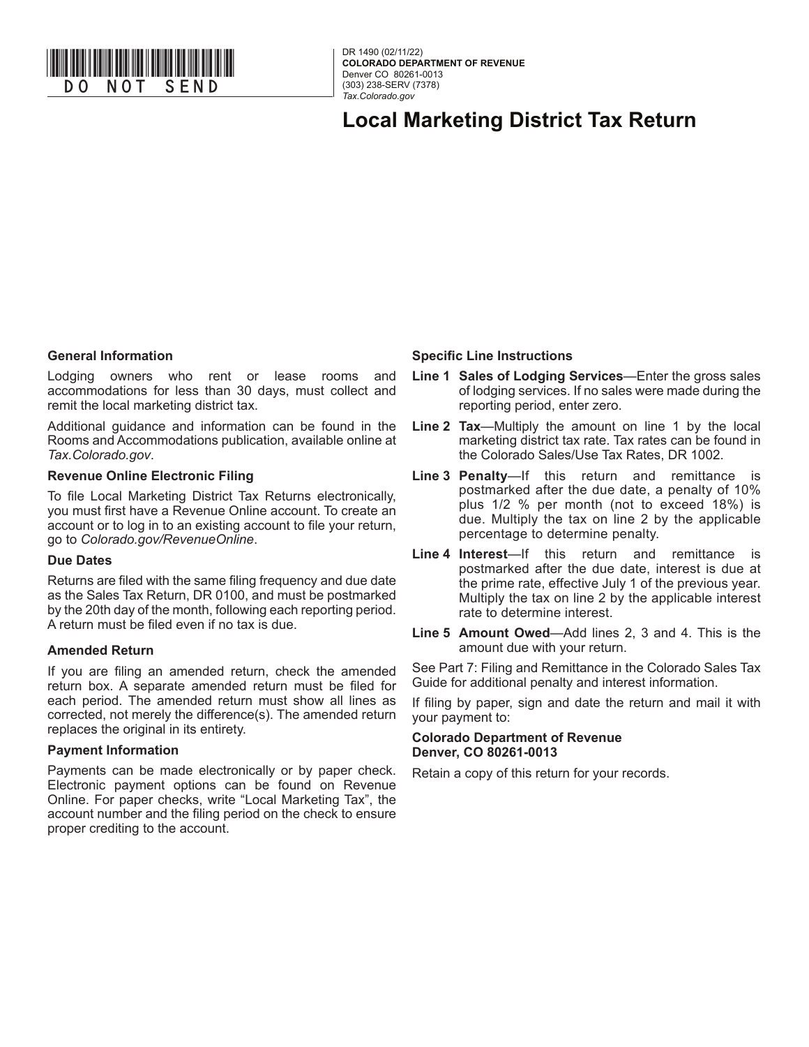DO NOT SEND

DR 1490 (02/11/22)
**COLORADO DEPARTMENT OF REVENUE**
Denver CO 80261-0013
(303) 238-SERV (7378)
*Tax.Colorado.gov*

# Local Marketing District Tax Return

### General Information

Lodging owners who rent or lease rooms and accommodations for less than 30 days, must collect and remit the local marketing district tax.

Additional guidance and information can be found in the Rooms and Accommodations publication, available online at *Tax.Colorado.gov*.

### Revenue Online Electronic Filing

To file Local Marketing District Tax Returns electronically, you must first have a Revenue Online account. To create an account or to log in to an existing account to file your return, go to *Colorado.gov/RevenueOnline*.

### Due Dates

Returns are filed with the same filing frequency and due date as the Sales Tax Return, DR 0100, and must be postmarked by the 20th day of the month, following each reporting period. A return must be filed even if no tax is due.

### Amended Return

If you are filing an amended return, check the amended return box. A separate amended return must be filed for each period. The amended return must show all lines as corrected, not merely the difference(s). The amended return replaces the original in its entirety.

### Payment Information

Payments can be made electronically or by paper check. Electronic payment options can be found on Revenue Online. For paper checks, write "Local Marketing Tax", the account number and the filing period on the check to ensure proper crediting to the account.

### Specific Line Instructions

**Line 1 Sales of Lodging Services**—Enter the gross sales of lodging services. If no sales were made during the reporting period, enter zero.

**Line 2 Tax**—Multiply the amount on line 1 by the local marketing district tax rate. Tax rates can be found in the Colorado Sales/Use Tax Rates, DR 1002.

**Line 3 Penalty**—If this return and remittance is postmarked after the due date, a penalty of 10% plus 1/2 % per month (not to exceed 18%) is due. Multiply the tax on line 2 by the applicable percentage to determine penalty.

**Line 4 Interest**—If this return and remittance is postmarked after the due date, interest is due at the prime rate, effective July 1 of the previous year. Multiply the tax on line 2 by the applicable interest rate to determine interest.

**Line 5 Amount Owed**—Add lines 2, 3 and 4. This is the amount due with your return.

See Part 7: Filing and Remittance in the Colorado Sales Tax Guide for additional penalty and interest information.

If filing by paper, sign and date the return and mail it with your payment to:

**Colorado Department of Revenue**
**Denver, CO 80261-0013**

Retain a copy of this return for your records.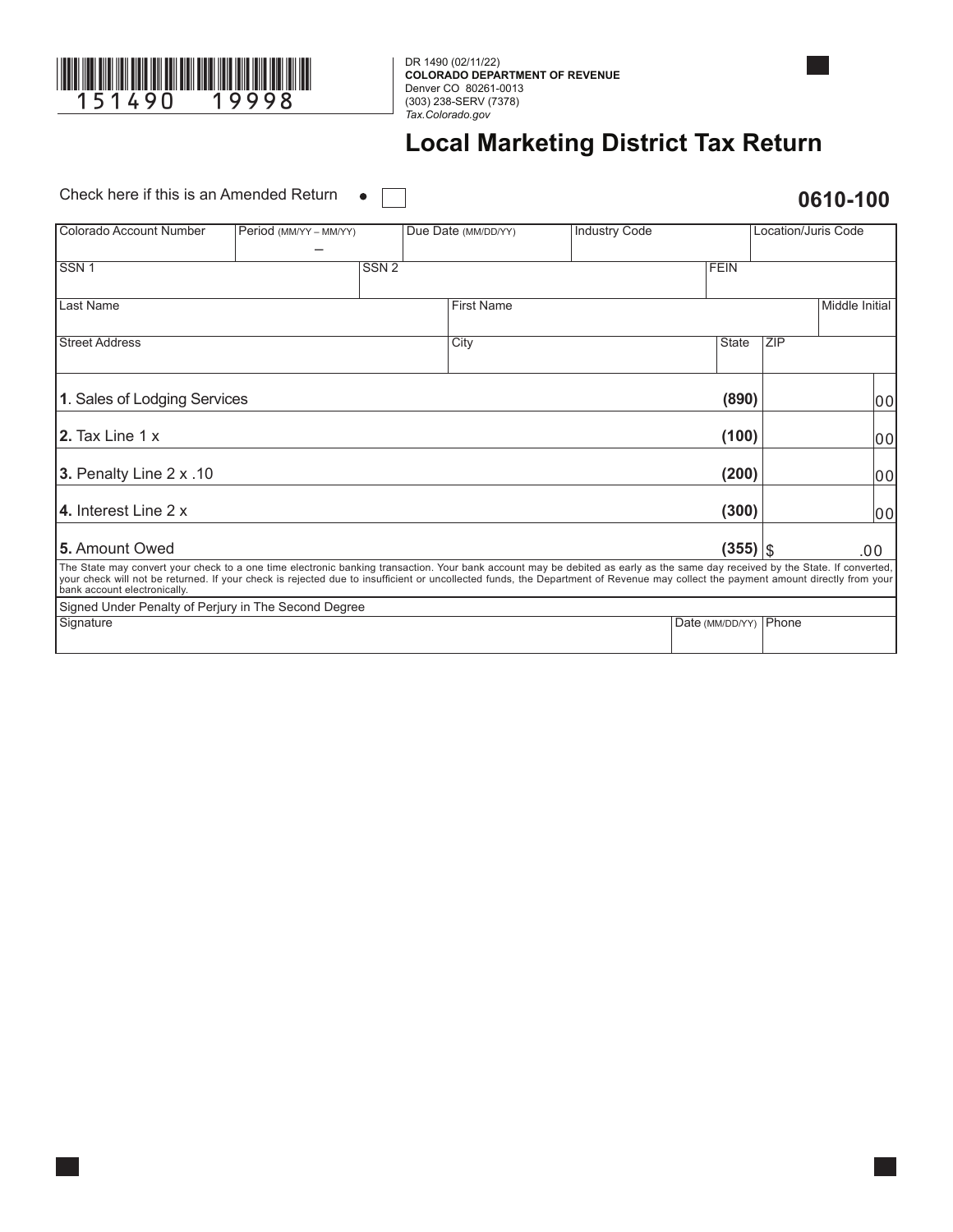151490 19998

DR 1490 (02/11/22)
**COLORADO DEPARTMENT OF REVENUE**
Denver CO 80261-0013
(303) 238-SERV (7378)
*Tax.Colorado.gov*

# Local Marketing District Tax Return

Check here if this is an Amended Return •

**0610-100**

| Colorado Account Number | Period (MM/YY – MM/YY) | Due Date (MM/DD/YY) | Industry Code | Location/Juris Code |
|---|---|---|---|---|
| | – | | | |

| SSN 1 | SSN 2 | FEIN |
|---|---|---|
| | | |

| Last Name | First Name | Middle Initial |
|---|---|---|
| | | |

| Street Address | City | State | ZIP |
|---|---|---|---|
| | | | |

| | | |
|---|---|---|
| **1**. Sales of Lodging Services | **(890)** | 00 |
| **2.** Tax Line 1 x | **(100)** | 00 |
| **3.** Penalty Line 2 x .10 | **(200)** | 00 |
| **4.** Interest Line 2 x | **(300)** | 00 |
| **5.** Amount Owed | **(355)** | $ .00 |

The State may convert your check to a one time electronic banking transaction. Your bank account may be debited as early as the same day received by the State. If converted, your check will not be returned. If your check is rejected due to insufficient or uncollected funds, the Department of Revenue may collect the payment amount directly from your bank account electronically.

Signed Under Penalty of Perjury in The Second Degree

| Signature | Date (MM/DD/YY) | Phone |
|---|---|---|
| | | |